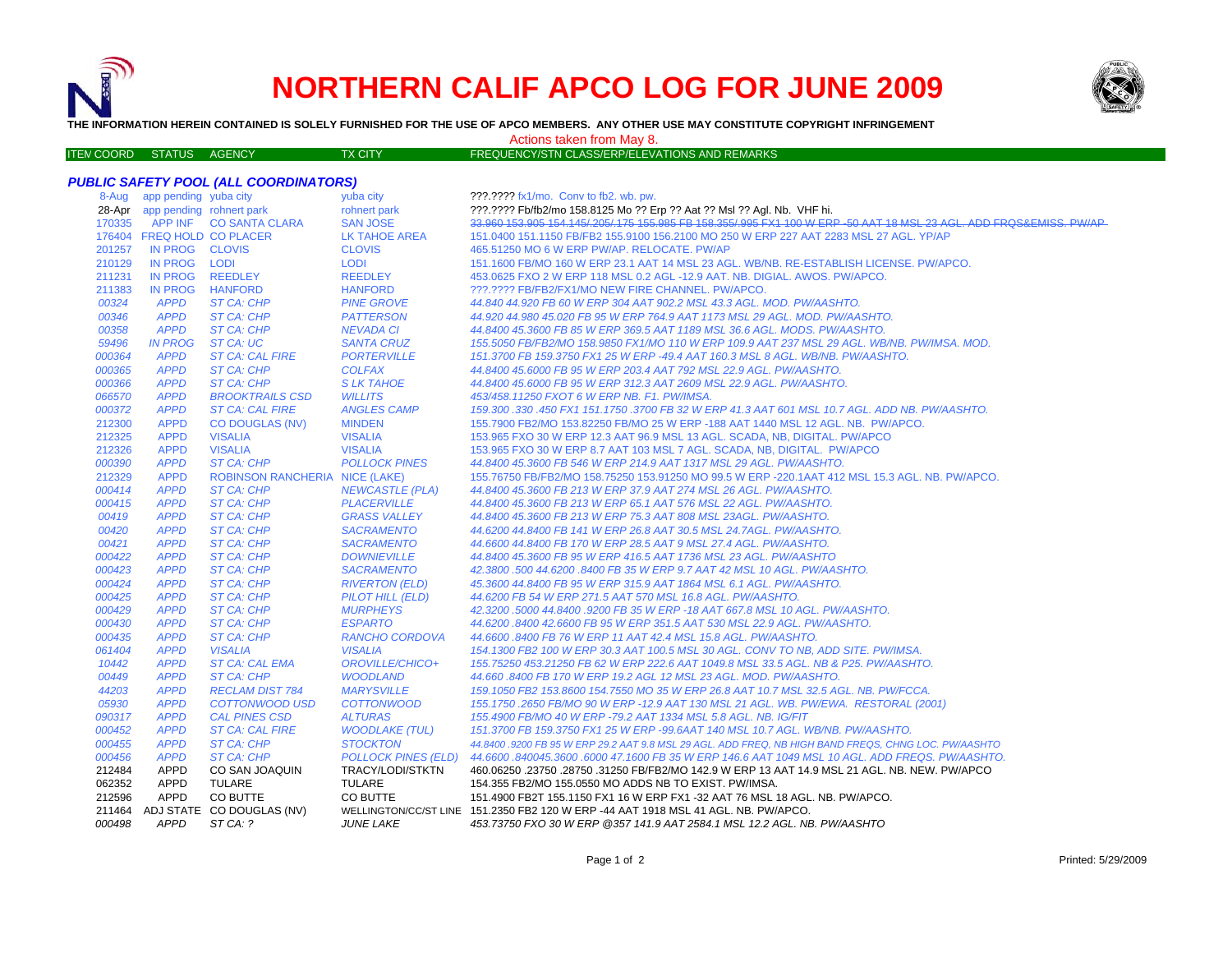# NORTHERN CALIF APCO LOG FOR JUNE 2009

**THE INFORMATION HEREIN CONTAINED IS SOLELY FURNISHED FOR THE USE OF APCO MEMBERS. ANY OTHER USE MAY CONSTITUTE COPYRIGHT INFRINGEMENT**

Actions taken from May 8.

### *PUBLIC SAFETY POOL (ALL COORDINATORS)*

| ITEM COORD | STATUS | AGENCY | TX CITY | FREQUENCY/STN CLASS/ERP/ELEVATIONS AND REMARKS |
|---|---|---|---|---|
| 8-Aug | app pending | yuba city | yuba city | ???.???? fx1/mo. Conv to fb2. wb. pw. |
| 28-Apr | app pending | rohnert park | rohnert park | ???.???? Fb/fb2/mo 158.8125 Mo ?? Erp ?? Aat ?? Msl ?? Agl. Nb. VHF hi. |
| 170335 | APP INF | CO SANTA CLARA | SAN JOSE | ~~33.960 153.905 154.145/.205/.175 155.985 FB 158.355/.995 FX1 100 W ERP -50 AAT 18 MSL 23 AGL. ADD FRQS&EMISS. PW/AP~~ |
| 176404 | FREQ HOLD | CO PLACER | LK TAHOE AREA | 151.0400 151.1150 FB/FB2 155.9100 156.2100 MO 250 W ERP 227 AAT 2283 MSL 27 AGL. YP/AP |
| 201257 | IN PROG | CLOVIS | CLOVIS | 465.51250 MO 6 W ERP PW/AP. RELOCATE. PW/AP |
| 210129 | IN PROG | LODI | LODI | 151.1600 FB/MO 160 W ERP 23.1 AAT 14 MSL 23 AGL. WB/NB. RE-ESTABLISH LICENSE. PW/APCO. |
| 211231 | IN PROG | REEDLEY | REEDLEY | 453.0625 FXO 2 W ERP 118 MSL 0.2 AGL -12.9 AAT. NB. DIGIAL. AWOS. PW/APCO. |
| 211383 | IN PROG | HANFORD | HANFORD | ???.???? FB/FB2/FX1/MO NEW FIRE CHANNEL. PW/APCO. |
| *00324* | *APPD* | *ST CA: CHP* | *PINE GROVE* | *44.840 44.920 FB 60 W ERP 304 AAT 902.2 MSL 43.3 AGL. MOD. PW/AASHTO.* |
| *00346* | *APPD* | *ST CA: CHP* | *PATTERSON* | *44.920 44.980 45.020 FB 95 W ERP 764.9 AAT 1173 MSL 29 AGL. MOD. PW/AASHTO.* |
| *00358* | *APPD* | *ST CA: CHP* | *NEVADA CI* | *44.8400 45.3600 FB 85 W ERP 369.5 AAT 1189 MSL 36.6 AGL. MODS. PW/AASHTO.* |
| *59496* | *IN PROG* | *ST CA: UC* | *SANTA CRUZ* | *155.5050 FB/FB2/MO 158.9850 FX1/MO 110 W ERP 109.9 AAT 237 MSL 29 AGL. WB/NB. PW/IMSA. MOD.* |
| *000364* | *APPD* | *ST CA: CAL FIRE* | *PORTERVILLE* | *151.3700 FB 159.3750 FX1 25 W ERP -49.4 AAT 160.3 MSL 8 AGL. WB/NB. PW/AASHTO.* |
| *000365* | *APPD* | *ST CA: CHP* | *COLFAX* | *44.8400 45.6000 FB 95 W ERP 203.4 AAT 792 MSL 22.9 AGL. PW/AASHTO.* |
| *000366* | *APPD* | *ST CA: CHP* | *S LK TAHOE* | *44.8400 45.6000 FB 95 W ERP 312.3 AAT 2609 MSL 22.9 AGL. PW/AASHTO.* |
| *066570* | *APPD* | *BROOKTRAILS CSD* | *WILLITS* | *453/458.11250 FXOT 6 W ERP NB. F1. PW/IMSA.* |
| *000372* | *APPD* | *ST CA: CAL FIRE* | *ANGLES CAMP* | *159.300 .330 .450 FX1 151.1750 .3700 FB 32 W ERP 41.3 AAT 601 MSL 10.7 AGL. ADD NB. PW/AASHTO.* |
| 212300 | APPD | CO DOUGLAS (NV) | MINDEN | 155.7900 FB2/MO 153.82250 FB/MO 25 W ERP -188 AAT 1440 MSL 12 AGL. NB. PW/APCO. |
| 212325 | APPD | VISALIA | VISALIA | 153.965 FXO 30 W ERP 12.3 AAT 96.9 MSL 13 AGL. SCADA, NB, DIGITAL. PW/APCO |
| 212326 | APPD | VISALIA | VISALIA | 153.965 FXO 30 W ERP 8.7 AAT 103 MSL 7 AGL. SCADA, NB, DIGITAL. PW/APCO |
| *000390* | *APPD* | *ST CA: CHP* | *POLLOCK PINES* | *44.8400 45.3600 FB 546 W ERP 214.9 AAT 1317 MSL 29 AGL. PW/AASHTO.* |
| 212329 | APPD | ROBINSON RANCHERIA | NICE (LAKE) | 155.76750 FB/FB2/MO 158.75250 153.91250 MO 99.5 W ERP -220.1AAT 412 MSL 15.3 AGL. NB. PW/APCO. |
| *000414* | *APPD* | *ST CA: CHP* | *NEWCASTLE (PLA)* | *44.8400 45.3600 FB 213 W ERP 37.9 AAT 274 MSL 26 AGL. PW/AASHTO.* |
| *000415* | *APPD* | *ST CA: CHP* | *PLACERVILLE* | *44.8400 45.3600 FB 213 W ERP 65.1 AAT 576 MSL 22 AGL. PW/AASHTO.* |
| *00419* | *APPD* | *ST CA: CHP* | *GRASS VALLEY* | *44.8400 45.3600 FB 213 W ERP 75.3 AAT 808 MSL 23AGL. PW/AASHTO.* |
| *00420* | *APPD* | *ST CA: CHP* | *SACRAMENTO* | *44.6200 44.8400 FB 141 W ERP 26.8 AAT 30.5 MSL 24.7AGL. PW/AASHTO.* |
| *00421* | *APPD* | *ST CA: CHP* | *SACRAMENTO* | *44.6600 44.8400 FB 170 W ERP 28.5 AAT 9 MSL 27.4 AGL. PW/AASHTO.* |
| *000422* | *APPD* | *ST CA: CHP* | *DOWNIEVILLE* | *44.8400 45.3600 FB 95 W ERP 416.5 AAT 1736 MSL 23 AGL. PW/AASHTO* |
| *000423* | *APPD* | *ST CA: CHP* | *SACRAMENTO* | *42.3800 .500 44.6200 .8400 FB 35 W ERP 9.7 AAT 42 MSL 10 AGL. PW/AASHTO.* |
| *000424* | *APPD* | *ST CA: CHP* | *RIVERTON (ELD)* | *45.3600 44.8400 FB 95 W ERP 315.9 AAT 1864 MSL 6.1 AGL. PW/AASHTO.* |
| *000425* | *APPD* | *ST CA: CHP* | *PILOT HILL (ELD)* | *44.6200 FB 54 W ERP 271.5 AAT 570 MSL 16.8 AGL. PW/AASHTO.* |
| *000429* | *APPD* | *ST CA: CHP* | *MURPHEYS* | *42.3200 .5000 44.8400 .9200 FB 35 W ERP -18 AAT 667.8 MSL 10 AGL. PW/AASHTO.* |
| *000430* | *APPD* | *ST CA: CHP* | *ESPARTO* | *44.6200 .8400 42.6600 FB 95 W ERP 351.5 AAT 530 MSL 22.9 AGL. PW/AASHTO.* |
| *000435* | *APPD* | *ST CA: CHP* | *RANCHO CORDOVA* | *44.6600 .8400 FB 76 W ERP 11 AAT 42.4 MSL 15.8 AGL. PW/AASHTO.* |
| *061404* | *APPD* | *VISALIA* | *VISALIA* | *154.1300 FB2 100 W ERP 30.3 AAT 100.5 MSL 30 AGL. CONV TO NB, ADD SITE. PW/IMSA.* |
| *10442* | *APPD* | *ST CA: CAL EMA* | *OROVILLE/CHICO+* | *155.75250 453.21250 FB 62 W ERP 222.6 AAT 1049.8 MSL 33.5 AGL. NB & P25. PW/AASHTO.* |
| *00449* | *APPD* | *ST CA: CHP* | *WOODLAND* | *44.660 .8400 FB 170 W ERP 19.2 AGL 12 MSL 23 AGL. MOD. PW/AASHTO.* |
| *44203* | *APPD* | *RECLAM DIST 784* | *MARYSVILLE* | *159.1050 FB2 153.8600 154.7550 MO 35 W ERP 26.8 AAT 10.7 MSL 32.5 AGL. NB. PW/FCCA.* |
| *05930* | *APPD* | *COTTONWOOD USD* | *COTTONWOOD* | *155.1750 .2650 FB/MO 90 W ERP -12.9 AAT 130 MSL 21 AGL. WB. PW/EWA. RESTORAL (2001)* |
| *090317* | *APPD* | *CAL PINES CSD* | *ALTURAS* | *155.4900 FB/MO 40 W ERP -79.2 AAT 1334 MSL 5.8 AGL. NB. IG/FIT* |
| *000452* | *APPD* | *ST CA: CAL FIRE* | *WOODLAKE (TUL)* | *151.3700 FB 159.3750 FX1 25 W ERP -99.6AAT 140 MSL 10.7 AGL. WB/NB. PW/AASHTO.* |
| *000455* | *APPD* | *ST CA: CHP* | *STOCKTON* | *44.8400 .9200 FB 95 W ERP 29.2 AAT 9.8 MSL 29 AGL. ADD FREQ, NB HIGH BAND FREQS, CHNG LOC. PW/AASHTO* |
| *000456* | *APPD* | *ST CA: CHP* | *POLLOCK PINES (ELD)* | *44.6600 .840045.3600 .6000 47.1600 FB 35 W ERP 146.6 AAT 1049 MSL 10 AGL. ADD FREQS. PW/AASHTO.* |
| 212484 | APPD | CO SAN JOAQUIN | TRACY/LODI/STKTN | 460.06250 .23750 .28750 .31250 FB/FB2/MO 142.9 W ERP 13 AAT 14.9 MSL 21 AGL. NB. NEW. PW/APCO |
| 062352 | APPD | TULARE | TULARE | 154.355 FB2/MO 155.0550 MO ADDS NB TO EXIST. PW/IMSA. |
| 212596 | APPD | CO BUTTE | CO BUTTE | 151.4900 FB2T 155.1150 FX1 16 W ERP FX1 -32 AAT 76 MSL 18 AGL. NB. PW/APCO. |
| 211464 | ADJ STATE | CO DOUGLAS (NV) | WELLINGTON/CC/ST LINE | 151.2350 FB2 120 W ERP -44 AAT 1918 MSL 41 AGL. NB. PW/APCO. |
| *000498* | *APPD* | *ST CA: ?* | *JUNE LAKE* | *453.73750 FXO 30 W ERP @357 141.9 AAT 2584.1 MSL 12.2 AGL. NB. PW/AASHTO* |

Printed: 5/29/2009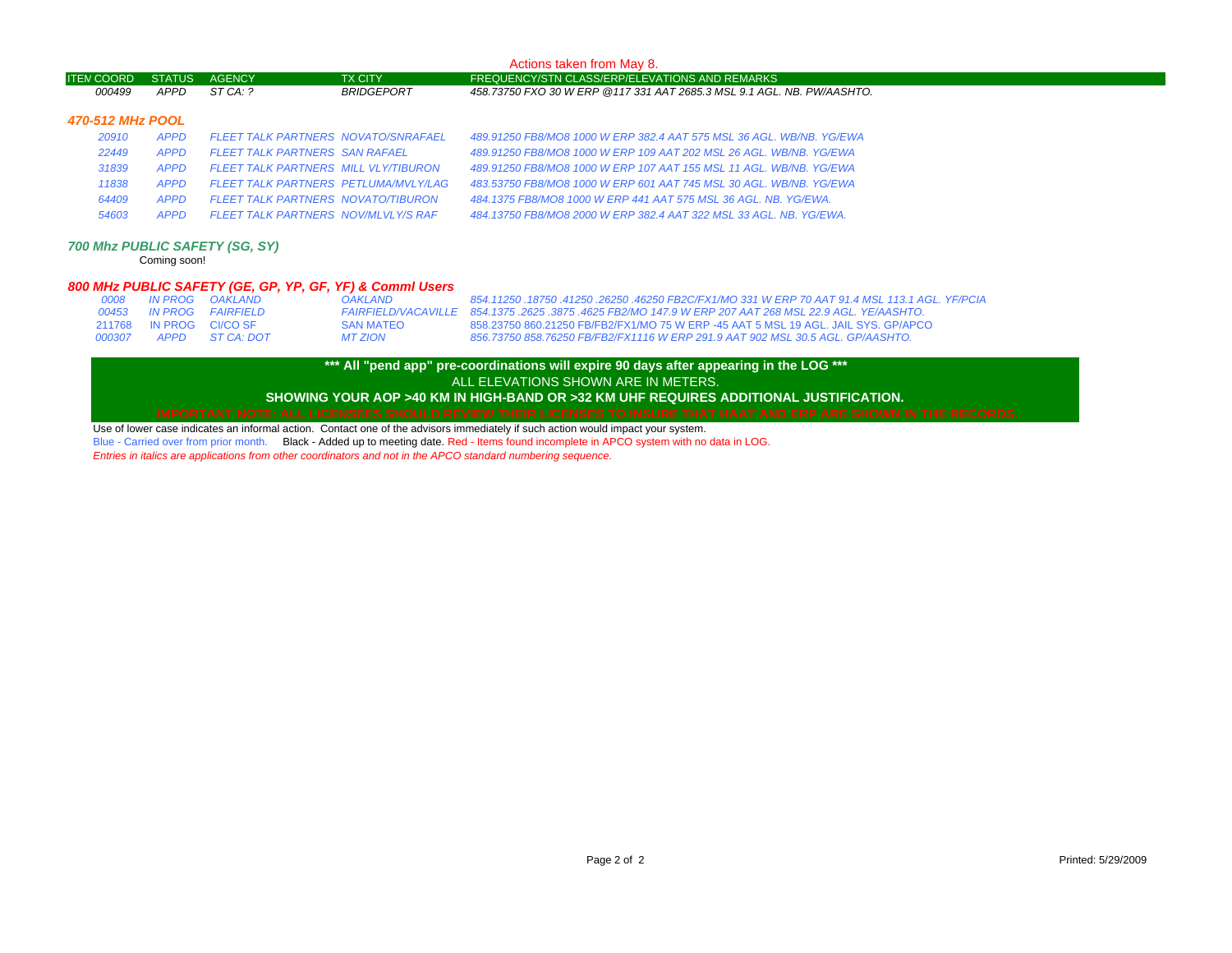Actions taken from May 8.

| ITEM COORD | STATUS | AGENCY | TX CITY | FREQUENCY/STN CLASS/ERP/ELEVATIONS AND REMARKS |
|---|---|---|---|---|
| *000499* | *APPD* | *ST CA: ?* | *BRIDGEPORT* | *458.73750 FXO 30 W ERP @117 331 AAT 2685.3 MSL 9.1 AGL. NB. PW/AASHTO.* |

### *470-512 MHz POOL*

| | | | | |
|---|---|---|---|---|
| *20910* | *APPD* | *FLEET TALK PARTNERS* | *NOVATO/SNRAFAEL* | *489.91250 FB8/MO8 1000 W ERP 382.4 AAT 575 MSL 36 AGL. WB/NB. YG/EWA* |
| *22449* | *APPD* | *FLEET TALK PARTNERS* | *SAN RAFAEL* | *489.91250 FB8/MO8 1000 W ERP 109 AAT 202 MSL 26 AGL. WB/NB. YG/EWA* |
| *31839* | *APPD* | *FLEET TALK PARTNERS* | *MILL VLY/TIBURON* | *489.91250 FB8/MO8 1000 W ERP 107 AAT 155 MSL 11 AGL. WB/NB. YG/EWA* |
| *11838* | *APPD* | *FLEET TALK PARTNERS* | *PETLUMA/MVLY/LAG* | *483.53750 FB8/MO8 1000 W ERP 601 AAT 745 MSL 30 AGL. WB/NB. YG/EWA* |
| *64409* | *APPD* | *FLEET TALK PARTNERS* | *NOVATO/TIBURON* | *484.1375 FB8/MO8 1000 W ERP 441 AAT 575 MSL 36 AGL. NB. YG/EWA.* |
| *54603* | *APPD* | *FLEET TALK PARTNERS* | *NOV/MLVLY/S RAF* | *484.13750 FB8/MO8 2000 W ERP 382.4 AAT 322 MSL 33 AGL. NB. YG/EWA.* |

### *700 Mhz PUBLIC SAFETY (SG, SY)*

Coming soon!

### *800 MHz PUBLIC SAFETY (GE, GP, YP, GF, YF) & Comml Users*

| | | | | |
|---|---|---|---|---|
| *0008* | *IN PROG* | *OAKLAND* | *OAKLAND* | *854.11250 .18750 .41250 .26250 .46250 FB2C/FX1/MO 331 W ERP 70 AAT 91.4 MSL 113.1 AGL. YF/PCIA* |
| *00453* | *IN PROG* | *FAIRFIELD* | *FAIRFIELD/VACAVILLE* | *854.1375 .2625 .3875 .4625 FB2/MO 147.9 W ERP 207 AAT 268 MSL 22.9 AGL. YE/AASHTO.* |
| 211768 | IN PROG | CI/CO SF | SAN MATEO | 858.23750 860.21250 FB/FB2/FX1/MO 75 W ERP -45 AAT 5 MSL 19 AGL. JAIL SYS. GP/APCO |
| *000307* | *APPD* | *ST CA: DOT* | *MT ZION* | *856.73750 858.76250 FB/FB2/FX1116 W ERP 291.9 AAT 902 MSL 30.5 AGL. GP/AASHTO.* |

**\*\*\* All "pend app" pre-coordinations will expire 90 days after appearing in the LOG \*\*\***

ALL ELEVATIONS SHOWN ARE IN METERS.

**SHOWING YOUR AOP >40 KM IN HIGH-BAND OR >32 KM UHF REQUIRES ADDITIONAL JUSTIFICATION.**

IMPORTANT NOTE: ALL LICENSEES SHOULD REVIEW THEIR LICENSES TO INSURE THAT HAAT AND ERP ARE SHOWN IN THE RECORDS.

Use of lower case indicates an informal action. Contact one of the advisors immediately if such action would impact your system.

Blue - Carried over from prior month. Black - Added up to meeting date. Red - Items found incomplete in APCO system with no data in LOG.

*Entries in italics are applications from other coordinators and not in the APCO standard numbering sequence.*

Printed: 5/29/2009